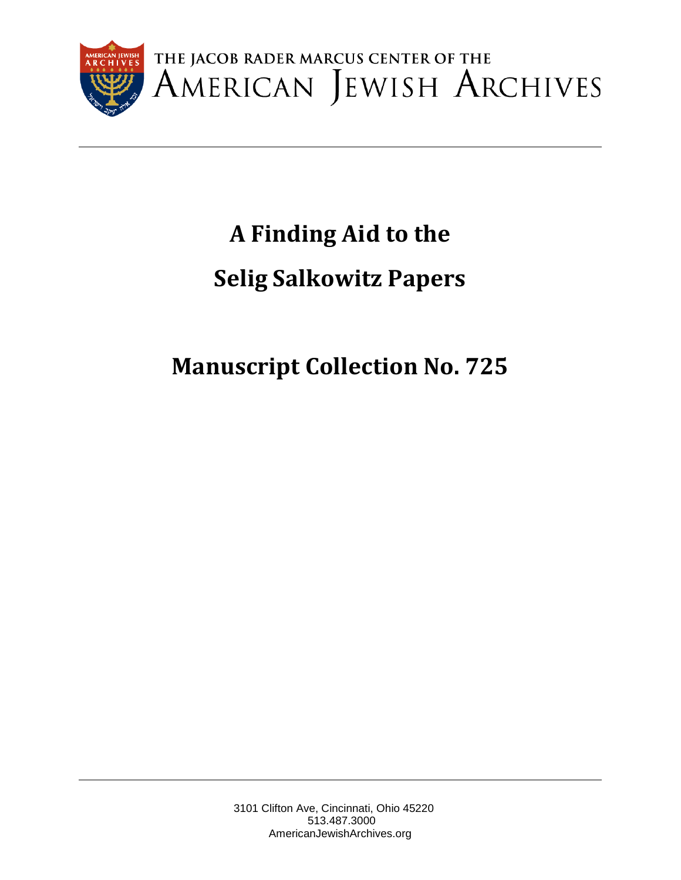THE JACOB RADER MARCUS CENTER OF THE
AMERICAN JEWISH ARCHIVES

# A Finding Aid to the

# Selig Salkowitz Papers

# Manuscript Collection No. 725

3101 Clifton Ave, Cincinnati, Ohio 45220
513.487.3000
AmericanJewishArchives.org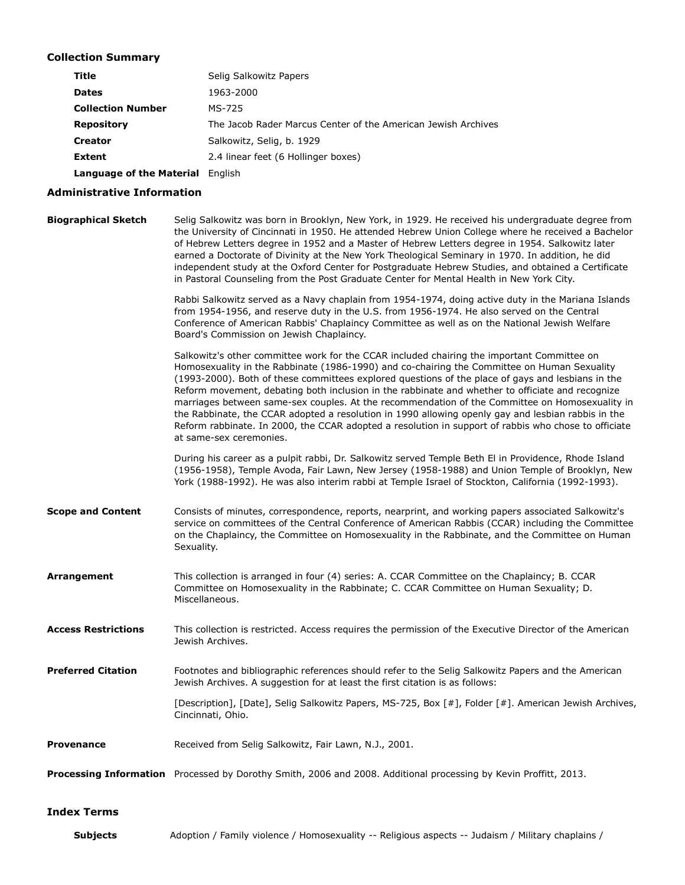## Collection Summary

| | |
|---|---|
| **Title** | Selig Salkowitz Papers |
| **Dates** | 1963-2000 |
| **Collection Number** | MS-725 |
| **Repository** | The Jacob Rader Marcus Center of the American Jewish Archives |
| **Creator** | Salkowitz, Selig, b. 1929 |
| **Extent** | 2.4 linear feet (6 Hollinger boxes) |
| **Language of the Material** | English |

## Administrative Information

**Biographical Sketch**

Selig Salkowitz was born in Brooklyn, New York, in 1929. He received his undergraduate degree from the University of Cincinnati in 1950. He attended Hebrew Union College where he received a Bachelor of Hebrew Letters degree in 1952 and a Master of Hebrew Letters degree in 1954. Salkowitz later earned a Doctorate of Divinity at the New York Theological Seminary in 1970. In addition, he did independent study at the Oxford Center for Postgraduate Hebrew Studies, and obtained a Certificate in Pastoral Counseling from the Post Graduate Center for Mental Health in New York City.

Rabbi Salkowitz served as a Navy chaplain from 1954-1974, doing active duty in the Mariana Islands from 1954-1956, and reserve duty in the U.S. from 1956-1974. He also served on the Central Conference of American Rabbis' Chaplaincy Committee as well as on the National Jewish Welfare Board's Commission on Jewish Chaplaincy.

Salkowitz's other committee work for the CCAR included chairing the important Committee on Homosexuality in the Rabbinate (1986-1990) and co-chairing the Committee on Human Sexuality (1993-2000). Both of these committees explored questions of the place of gays and lesbians in the Reform movement, debating both inclusion in the rabbinate and whether to officiate and recognize marriages between same-sex couples. At the recommendation of the Committee on Homosexuality in the Rabbinate, the CCAR adopted a resolution in 1990 allowing openly gay and lesbian rabbis in the Reform rabbinate. In 2000, the CCAR adopted a resolution in support of rabbis who chose to officiate at same-sex ceremonies.

During his career as a pulpit rabbi, Dr. Salkowitz served Temple Beth El in Providence, Rhode Island (1956-1958), Temple Avoda, Fair Lawn, New Jersey (1958-1988) and Union Temple of Brooklyn, New York (1988-1992). He was also interim rabbi at Temple Israel of Stockton, California (1992-1993).

**Scope and Content**

Consists of minutes, correspondence, reports, nearprint, and working papers associated Salkowitz's service on committees of the Central Conference of American Rabbis (CCAR) including the Committee on the Chaplaincy, the Committee on Homosexuality in the Rabbinate, and the Committee on Human Sexuality.

**Arrangement**

This collection is arranged in four (4) series: A. CCAR Committee on the Chaplaincy; B. CCAR Committee on Homosexuality in the Rabbinate; C. CCAR Committee on Human Sexuality; D. Miscellaneous.

**Access Restrictions**

This collection is restricted. Access requires the permission of the Executive Director of the American Jewish Archives.

**Preferred Citation**

Footnotes and bibliographic references should refer to the Selig Salkowitz Papers and the American Jewish Archives. A suggestion for at least the first citation is as follows:

[Description], [Date], Selig Salkowitz Papers, MS-725, Box [#], Folder [#]. American Jewish Archives, Cincinnati, Ohio.

**Provenance**

Received from Selig Salkowitz, Fair Lawn, N.J., 2001.

**Processing Information**

Processed by Dorothy Smith, 2006 and 2008. Additional processing by Kevin Proffitt, 2013.

## Index Terms

**Subjects**

Adoption / Family violence / Homosexuality -- Religious aspects -- Judaism / Military chaplains /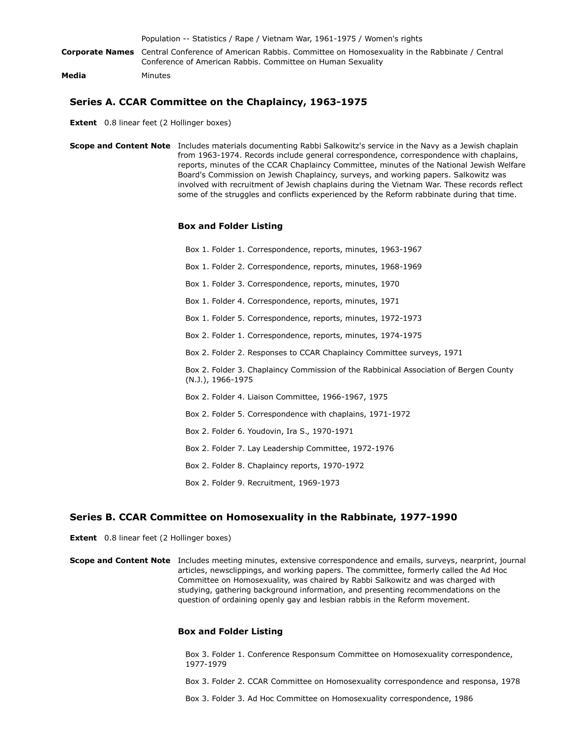Population -- Statistics / Rape / Vietnam War, 1961-1975 / Women's rights

**Corporate Names** Central Conference of American Rabbis. Committee on Homosexuality in the Rabbinate / Central Conference of American Rabbis. Committee on Human Sexuality

**Media** Minutes

## Series A. CCAR Committee on the Chaplaincy, 1963-1975

**Extent** 0.8 linear feet (2 Hollinger boxes)

**Scope and Content Note** Includes materials documenting Rabbi Salkowitz's service in the Navy as a Jewish chaplain from 1963-1974. Records include general correspondence, correspondence with chaplains, reports, minutes of the CCAR Chaplaincy Committee, minutes of the National Jewish Welfare Board's Commission on Jewish Chaplaincy, surveys, and working papers. Salkowitz was involved with recruitment of Jewish chaplains during the Vietnam War. These records reflect some of the struggles and conflicts experienced by the Reform rabbinate during that time.

### Box and Folder Listing

Box 1. Folder 1. Correspondence, reports, minutes, 1963-1967

Box 1. Folder 2. Correspondence, reports, minutes, 1968-1969

Box 1. Folder 3. Correspondence, reports, minutes, 1970

Box 1. Folder 4. Correspondence, reports, minutes, 1971

Box 1. Folder 5. Correspondence, reports, minutes, 1972-1973

Box 2. Folder 1. Correspondence, reports, minutes, 1974-1975

Box 2. Folder 2. Responses to CCAR Chaplaincy Committee surveys, 1971

Box 2. Folder 3. Chaplaincy Commission of the Rabbinical Association of Bergen County (N.J.), 1966-1975

Box 2. Folder 4. Liaison Committee, 1966-1967, 1975

Box 2. Folder 5. Correspondence with chaplains, 1971-1972

Box 2. Folder 6. Youdovin, Ira S., 1970-1971

Box 2. Folder 7. Lay Leadership Committee, 1972-1976

Box 2. Folder 8. Chaplaincy reports, 1970-1972

Box 2. Folder 9. Recruitment, 1969-1973

## Series B. CCAR Committee on Homosexuality in the Rabbinate, 1977-1990

**Extent** 0.8 linear feet (2 Hollinger boxes)

**Scope and Content Note** Includes meeting minutes, extensive correspondence and emails, surveys, nearprint, journal articles, newsclippings, and working papers. The committee, formerly called the Ad Hoc Committee on Homosexuality, was chaired by Rabbi Salkowitz and was charged with studying, gathering background information, and presenting recommendations on the question of ordaining openly gay and lesbian rabbis in the Reform movement.

### Box and Folder Listing

Box 3. Folder 1. Conference Responsum Committee on Homosexuality correspondence, 1977-1979

Box 3. Folder 2. CCAR Committee on Homosexuality correspondence and responsa, 1978

Box 3. Folder 3. Ad Hoc Committee on Homosexuality correspondence, 1986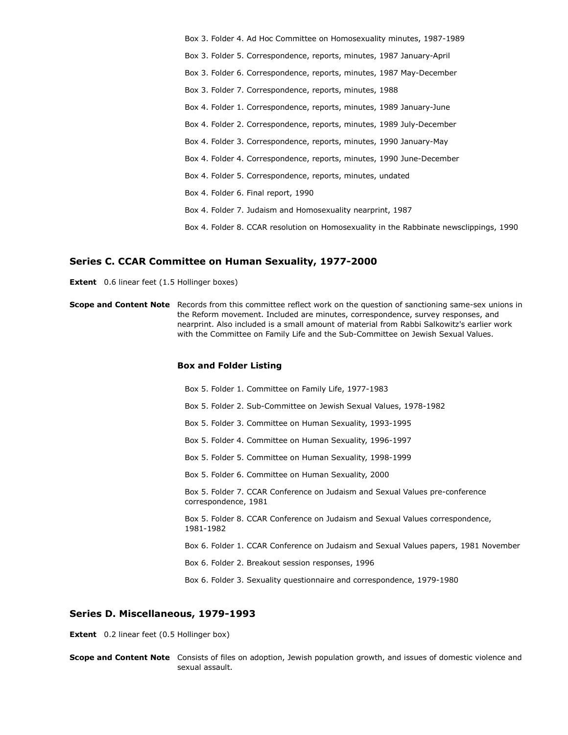Box 3. Folder 4. Ad Hoc Committee on Homosexuality minutes, 1987-1989

Box 3. Folder 5. Correspondence, reports, minutes, 1987 January-April

Box 3. Folder 6. Correspondence, reports, minutes, 1987 May-December

Box 3. Folder 7. Correspondence, reports, minutes, 1988

Box 4. Folder 1. Correspondence, reports, minutes, 1989 January-June

Box 4. Folder 2. Correspondence, reports, minutes, 1989 July-December

Box 4. Folder 3. Correspondence, reports, minutes, 1990 January-May

Box 4. Folder 4. Correspondence, reports, minutes, 1990 June-December

Box 4. Folder 5. Correspondence, reports, minutes, undated

Box 4. Folder 6. Final report, 1990

Box 4. Folder 7. Judaism and Homosexuality nearprint, 1987

Box 4. Folder 8. CCAR resolution on Homosexuality in the Rabbinate newsclippings, 1990

## Series C. CCAR Committee on Human Sexuality, 1977-2000

**Extent** 0.6 linear feet (1.5 Hollinger boxes)

**Scope and Content Note** Records from this committee reflect work on the question of sanctioning same-sex unions in the Reform movement. Included are minutes, correspondence, survey responses, and nearprint. Also included is a small amount of material from Rabbi Salkowitz's earlier work with the Committee on Family Life and the Sub-Committee on Jewish Sexual Values.

### Box and Folder Listing

Box 5. Folder 1. Committee on Family Life, 1977-1983

Box 5. Folder 2. Sub-Committee on Jewish Sexual Values, 1978-1982

Box 5. Folder 3. Committee on Human Sexuality, 1993-1995

Box 5. Folder 4. Committee on Human Sexuality, 1996-1997

Box 5. Folder 5. Committee on Human Sexuality, 1998-1999

Box 5. Folder 6. Committee on Human Sexuality, 2000

Box 5. Folder 7. CCAR Conference on Judaism and Sexual Values pre-conference correspondence, 1981

Box 5. Folder 8. CCAR Conference on Judaism and Sexual Values correspondence, 1981-1982

Box 6. Folder 1. CCAR Conference on Judaism and Sexual Values papers, 1981 November

Box 6. Folder 2. Breakout session responses, 1996

Box 6. Folder 3. Sexuality questionnaire and correspondence, 1979-1980

## Series D. Miscellaneous, 1979-1993

**Extent** 0.2 linear feet (0.5 Hollinger box)

**Scope and Content Note** Consists of files on adoption, Jewish population growth, and issues of domestic violence and sexual assault.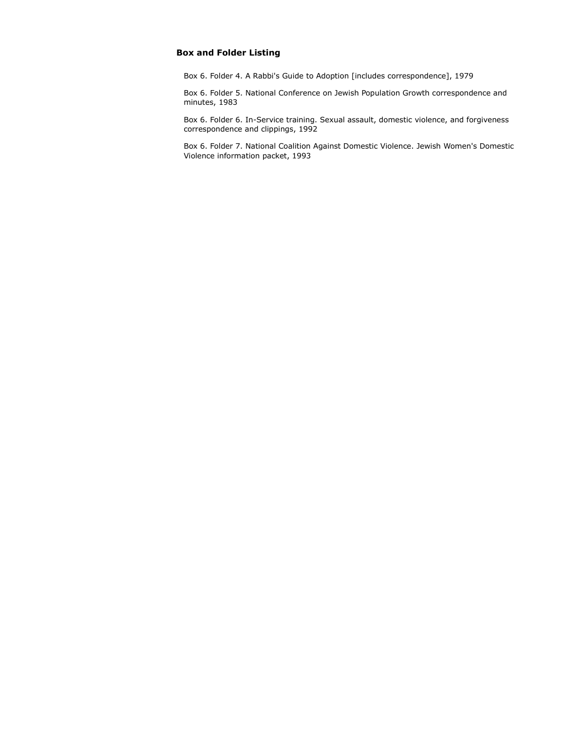### Box and Folder Listing

Box 6. Folder 4. A Rabbi's Guide to Adoption [includes correspondence], 1979

Box 6. Folder 5. National Conference on Jewish Population Growth correspondence and minutes, 1983

Box 6. Folder 6. In-Service training. Sexual assault, domestic violence, and forgiveness correspondence and clippings, 1992

Box 6. Folder 7. National Coalition Against Domestic Violence. Jewish Women's Domestic Violence information packet, 1993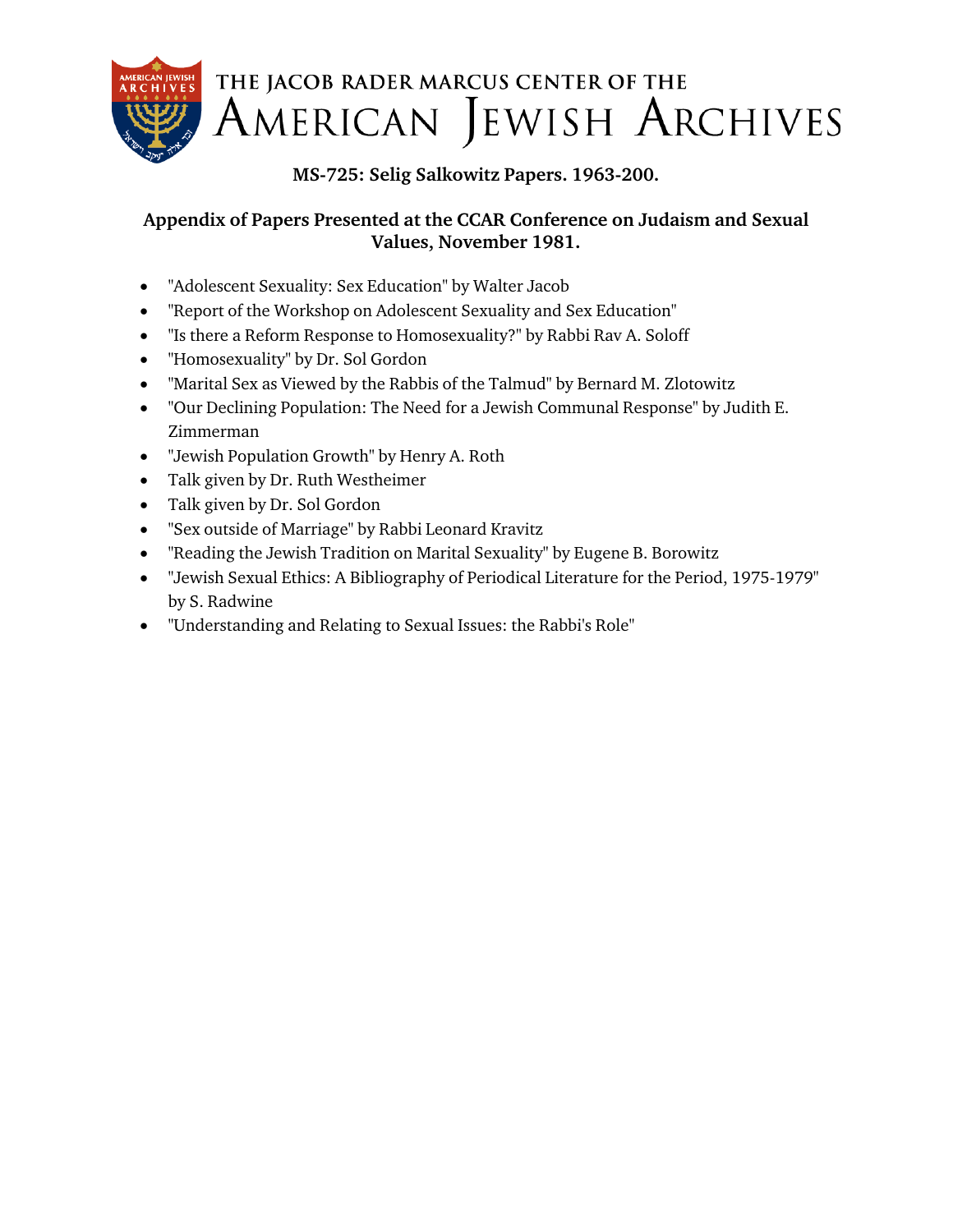THE JACOB RADER MARCUS CENTER OF THE

AMERICAN JEWISH ARCHIVES

**MS-725: Selig Salkowitz Papers. 1963-200.**

**Appendix of Papers Presented at the CCAR Conference on Judaism and Sexual Values, November 1981.**

- "Adolescent Sexuality: Sex Education" by Walter Jacob
- "Report of the Workshop on Adolescent Sexuality and Sex Education"
- "Is there a Reform Response to Homosexuality?" by Rabbi Rav A. Soloff
- "Homosexuality" by Dr. Sol Gordon
- "Marital Sex as Viewed by the Rabbis of the Talmud" by Bernard M. Zlotowitz
- "Our Declining Population: The Need for a Jewish Communal Response" by Judith E. Zimmerman
- "Jewish Population Growth" by Henry A. Roth
- Talk given by Dr. Ruth Westheimer
- Talk given by Dr. Sol Gordon
- "Sex outside of Marriage" by Rabbi Leonard Kravitz
- "Reading the Jewish Tradition on Marital Sexuality" by Eugene B. Borowitz
- "Jewish Sexual Ethics: A Bibliography of Periodical Literature for the Period, 1975-1979" by S. Radwine
- "Understanding and Relating to Sexual Issues: the Rabbi's Role"